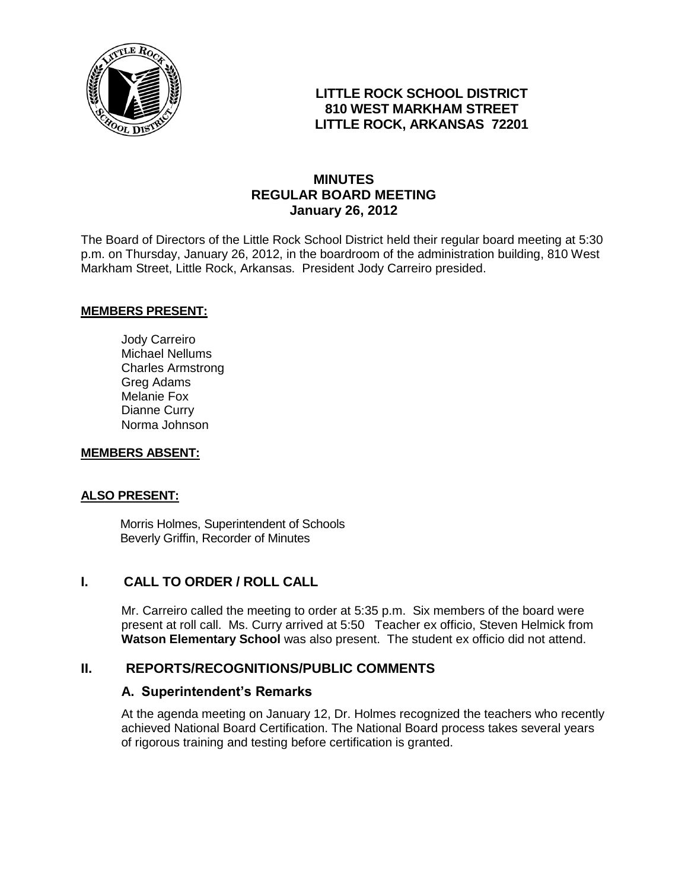**LITTLE ROCK SCHOOL DISTRICT**
**810 WEST MARKHAM STREET**
**LITTLE ROCK, ARKANSAS 72201**

# MINUTES
## REGULAR BOARD MEETING
### January 26, 2012

The Board of Directors of the Little Rock School District held their regular board meeting at 5:30 p.m. on Thursday, January 26, 2012, in the boardroom of the administration building, 810 West Markham Street, Little Rock, Arkansas. President Jody Carreiro presided.

**MEMBERS PRESENT:**

Jody Carreiro
Michael Nellums
Charles Armstrong
Greg Adams
Melanie Fox
Dianne Curry
Norma Johnson

**MEMBERS ABSENT:**

**ALSO PRESENT:**

Morris Holmes, Superintendent of Schools
Beverly Griffin, Recorder of Minutes

## I. CALL TO ORDER / ROLL CALL

Mr. Carreiro called the meeting to order at 5:35 p.m. Six members of the board were present at roll call. Ms. Curry arrived at 5:50 Teacher ex officio, Steven Helmick from **Watson Elementary School** was also present. The student ex officio did not attend.

## II. REPORTS/RECOGNITIONS/PUBLIC COMMENTS

### A. Superintendent's Remarks

At the agenda meeting on January 12, Dr. Holmes recognized the teachers who recently achieved National Board Certification. The National Board process takes several years of rigorous training and testing before certification is granted.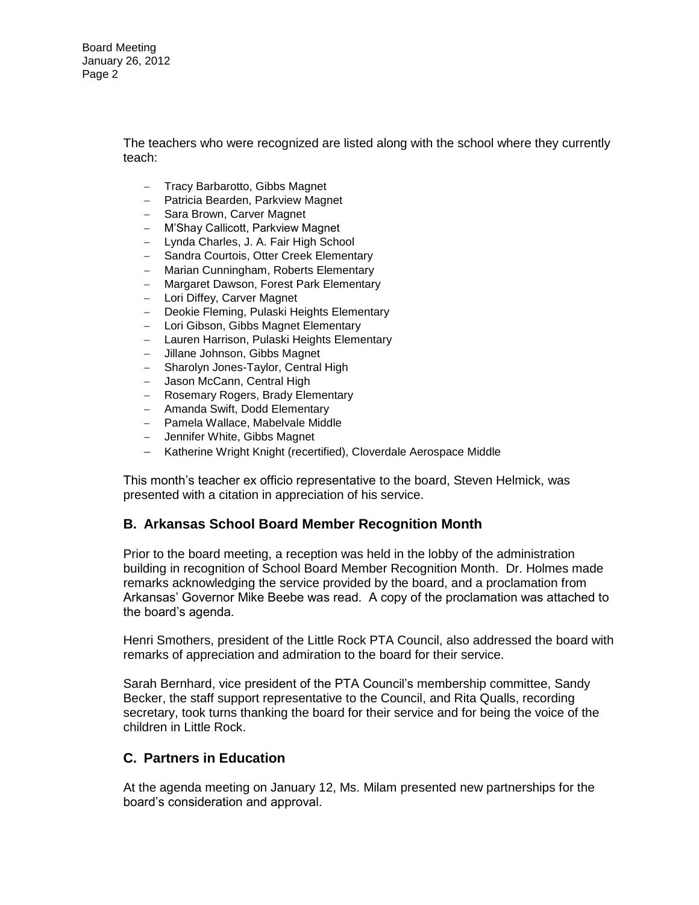The teachers who were recognized are listed along with the school where they currently teach:

- Tracy Barbarotto, Gibbs Magnet
- Patricia Bearden, Parkview Magnet
- Sara Brown, Carver Magnet
- M'Shay Callicott, Parkview Magnet
- Lynda Charles, J. A. Fair High School
- Sandra Courtois, Otter Creek Elementary
- Marian Cunningham, Roberts Elementary
- Margaret Dawson, Forest Park Elementary
- Lori Diffey, Carver Magnet
- Deokie Fleming, Pulaski Heights Elementary
- Lori Gibson, Gibbs Magnet Elementary
- Lauren Harrison, Pulaski Heights Elementary
- Jillane Johnson, Gibbs Magnet
- Sharolyn Jones-Taylor, Central High
- Jason McCann, Central High
- Rosemary Rogers, Brady Elementary
- Amanda Swift, Dodd Elementary
- Pamela Wallace, Mabelvale Middle
- Jennifer White, Gibbs Magnet
- Katherine Wright Knight (recertified), Cloverdale Aerospace Middle

This month's teacher ex officio representative to the board, Steven Helmick, was presented with a citation in appreciation of his service.

## B. Arkansas School Board Member Recognition Month

Prior to the board meeting, a reception was held in the lobby of the administration building in recognition of School Board Member Recognition Month. Dr. Holmes made remarks acknowledging the service provided by the board, and a proclamation from Arkansas' Governor Mike Beebe was read. A copy of the proclamation was attached to the board's agenda.

Henri Smothers, president of the Little Rock PTA Council, also addressed the board with remarks of appreciation and admiration to the board for their service.

Sarah Bernhard, vice president of the PTA Council's membership committee, Sandy Becker, the staff support representative to the Council, and Rita Qualls, recording secretary, took turns thanking the board for their service and for being the voice of the children in Little Rock.

## C. Partners in Education

At the agenda meeting on January 12, Ms. Milam presented new partnerships for the board's consideration and approval.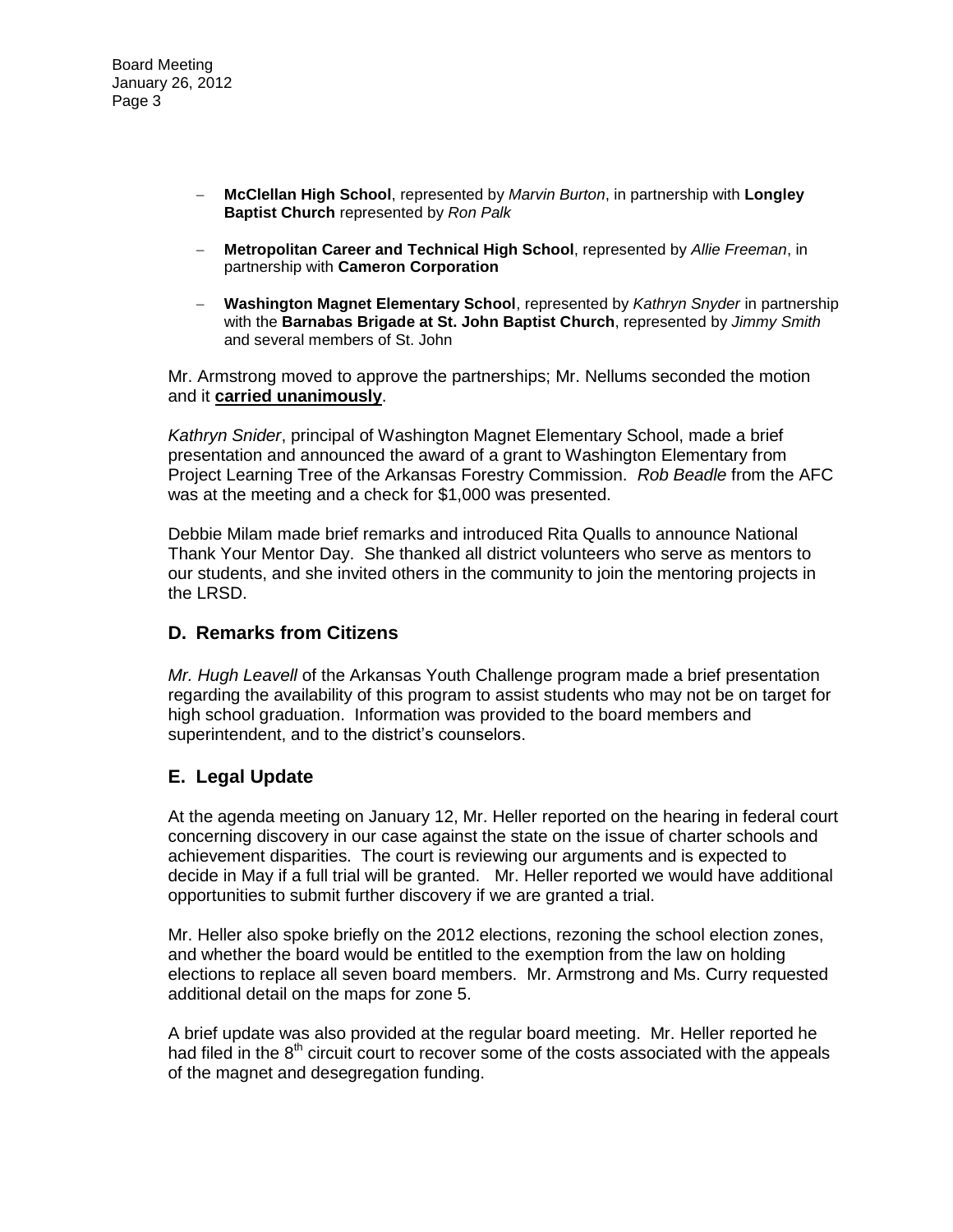- **McClellan High School**, represented by *Marvin Burton*, in partnership with **Longley Baptist Church** represented by *Ron Palk*

- **Metropolitan Career and Technical High School**, represented by *Allie Freeman*, in partnership with **Cameron Corporation**

- **Washington Magnet Elementary School**, represented by *Kathryn Snyder* in partnership with the **Barnabas Brigade at St. John Baptist Church**, represented by *Jimmy Smith* and several members of St. John

Mr. Armstrong moved to approve the partnerships; Mr. Nellums seconded the motion and it **carried unanimously**.

*Kathryn Snider*, principal of Washington Magnet Elementary School, made a brief presentation and announced the award of a grant to Washington Elementary from Project Learning Tree of the Arkansas Forestry Commission. *Rob Beadle* from the AFC was at the meeting and a check for $1,000 was presented.

Debbie Milam made brief remarks and introduced Rita Qualls to announce National Thank Your Mentor Day. She thanked all district volunteers who serve as mentors to our students, and she invited others in the community to join the mentoring projects in the LRSD.

## D. Remarks from Citizens

*Mr. Hugh Leavell* of the Arkansas Youth Challenge program made a brief presentation regarding the availability of this program to assist students who may not be on target for high school graduation. Information was provided to the board members and superintendent, and to the district's counselors.

## E. Legal Update

At the agenda meeting on January 12, Mr. Heller reported on the hearing in federal court concerning discovery in our case against the state on the issue of charter schools and achievement disparities. The court is reviewing our arguments and is expected to decide in May if a full trial will be granted. Mr. Heller reported we would have additional opportunities to submit further discovery if we are granted a trial.

Mr. Heller also spoke briefly on the 2012 elections, rezoning the school election zones, and whether the board would be entitled to the exemption from the law on holding elections to replace all seven board members. Mr. Armstrong and Ms. Curry requested additional detail on the maps for zone 5.

A brief update was also provided at the regular board meeting. Mr. Heller reported he had filed in the 8th circuit court to recover some of the costs associated with the appeals of the magnet and desegregation funding.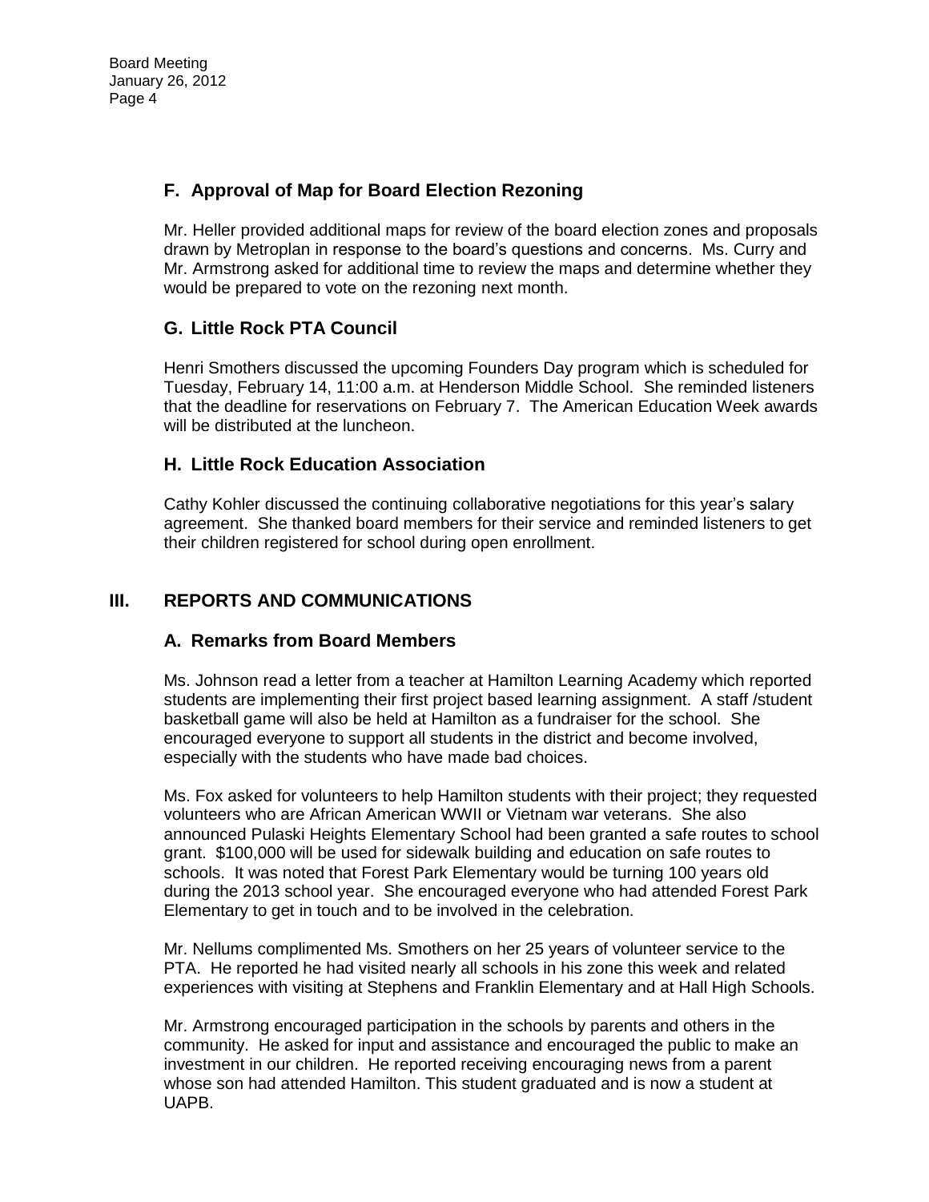### F. Approval of Map for Board Election Rezoning

Mr. Heller provided additional maps for review of the board election zones and proposals drawn by Metroplan in response to the board's questions and concerns. Ms. Curry and Mr. Armstrong asked for additional time to review the maps and determine whether they would be prepared to vote on the rezoning next month.

### G. Little Rock PTA Council

Henri Smothers discussed the upcoming Founders Day program which is scheduled for Tuesday, February 14, 11:00 a.m. at Henderson Middle School. She reminded listeners that the deadline for reservations on February 7. The American Education Week awards will be distributed at the luncheon.

### H. Little Rock Education Association

Cathy Kohler discussed the continuing collaborative negotiations for this year's salary agreement. She thanked board members for their service and reminded listeners to get their children registered for school during open enrollment.

## III. REPORTS AND COMMUNICATIONS

### A. Remarks from Board Members

Ms. Johnson read a letter from a teacher at Hamilton Learning Academy which reported students are implementing their first project based learning assignment. A staff /student basketball game will also be held at Hamilton as a fundraiser for the school. She encouraged everyone to support all students in the district and become involved, especially with the students who have made bad choices.

Ms. Fox asked for volunteers to help Hamilton students with their project; they requested volunteers who are African American WWII or Vietnam war veterans. She also announced Pulaski Heights Elementary School had been granted a safe routes to school grant. $100,000 will be used for sidewalk building and education on safe routes to schools. It was noted that Forest Park Elementary would be turning 100 years old during the 2013 school year. She encouraged everyone who had attended Forest Park Elementary to get in touch and to be involved in the celebration.

Mr. Nellums complimented Ms. Smothers on her 25 years of volunteer service to the PTA. He reported he had visited nearly all schools in his zone this week and related experiences with visiting at Stephens and Franklin Elementary and at Hall High Schools.

Mr. Armstrong encouraged participation in the schools by parents and others in the community. He asked for input and assistance and encouraged the public to make an investment in our children. He reported receiving encouraging news from a parent whose son had attended Hamilton. This student graduated and is now a student at UAPB.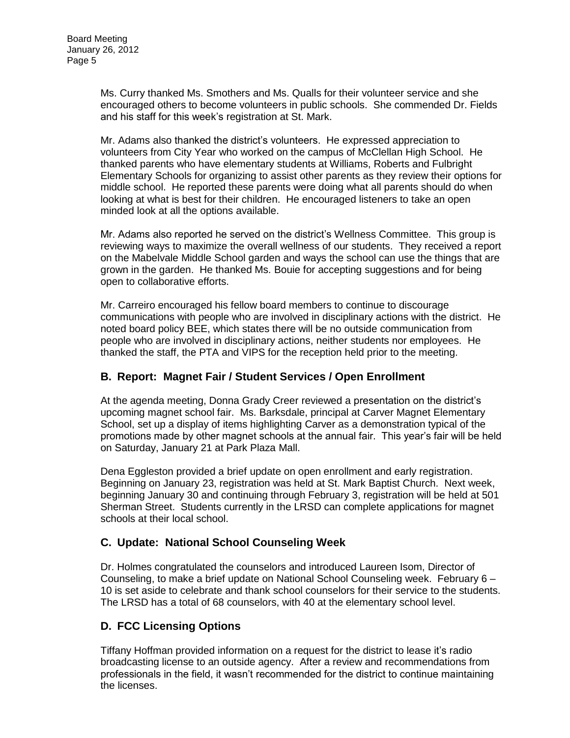Ms. Curry thanked Ms. Smothers and Ms. Qualls for their volunteer service and she encouraged others to become volunteers in public schools. She commended Dr. Fields and his staff for this week's registration at St. Mark.

Mr. Adams also thanked the district's volunteers. He expressed appreciation to volunteers from City Year who worked on the campus of McClellan High School. He thanked parents who have elementary students at Williams, Roberts and Fulbright Elementary Schools for organizing to assist other parents as they review their options for middle school. He reported these parents were doing what all parents should do when looking at what is best for their children. He encouraged listeners to take an open minded look at all the options available.

Mr. Adams also reported he served on the district's Wellness Committee. This group is reviewing ways to maximize the overall wellness of our students. They received a report on the Mabelvale Middle School garden and ways the school can use the things that are grown in the garden. He thanked Ms. Bouie for accepting suggestions and for being open to collaborative efforts.

Mr. Carreiro encouraged his fellow board members to continue to discourage communications with people who are involved in disciplinary actions with the district. He noted board policy BEE, which states there will be no outside communication from people who are involved in disciplinary actions, neither students nor employees. He thanked the staff, the PTA and VIPS for the reception held prior to the meeting.

## B. Report: Magnet Fair / Student Services / Open Enrollment

At the agenda meeting, Donna Grady Creer reviewed a presentation on the district's upcoming magnet school fair. Ms. Barksdale, principal at Carver Magnet Elementary School, set up a display of items highlighting Carver as a demonstration typical of the promotions made by other magnet schools at the annual fair. This year's fair will be held on Saturday, January 21 at Park Plaza Mall.

Dena Eggleston provided a brief update on open enrollment and early registration. Beginning on January 23, registration was held at St. Mark Baptist Church. Next week, beginning January 30 and continuing through February 3, registration will be held at 501 Sherman Street. Students currently in the LRSD can complete applications for magnet schools at their local school.

## C. Update: National School Counseling Week

Dr. Holmes congratulated the counselors and introduced Laureen Isom, Director of Counseling, to make a brief update on National School Counseling week. February 6 – 10 is set aside to celebrate and thank school counselors for their service to the students. The LRSD has a total of 68 counselors, with 40 at the elementary school level.

## D. FCC Licensing Options

Tiffany Hoffman provided information on a request for the district to lease it's radio broadcasting license to an outside agency. After a review and recommendations from professionals in the field, it wasn't recommended for the district to continue maintaining the licenses.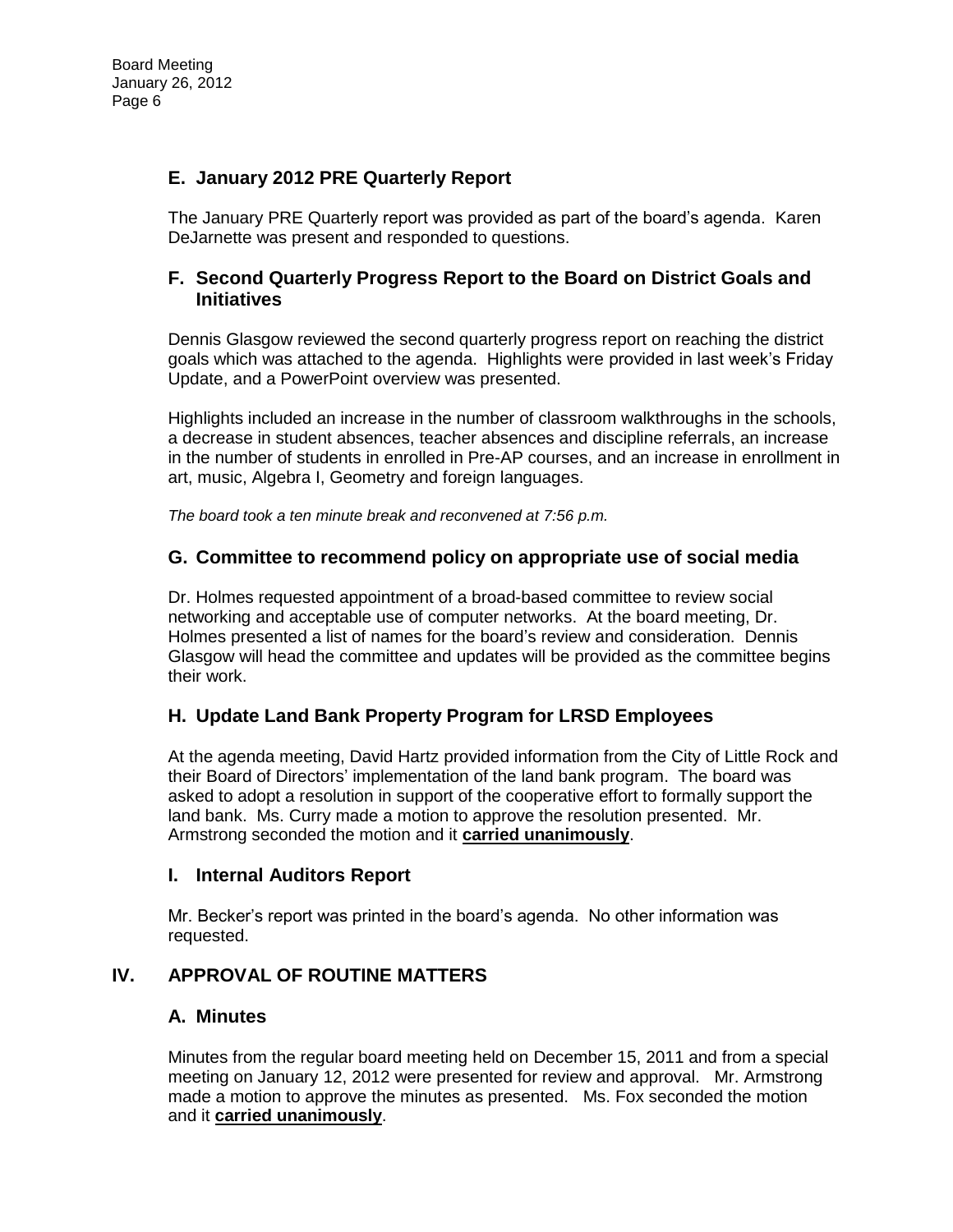### E. January 2012 PRE Quarterly Report

The January PRE Quarterly report was provided as part of the board's agenda. Karen DeJarnette was present and responded to questions.

### F. Second Quarterly Progress Report to the Board on District Goals and Initiatives

Dennis Glasgow reviewed the second quarterly progress report on reaching the district goals which was attached to the agenda. Highlights were provided in last week's Friday Update, and a PowerPoint overview was presented.

Highlights included an increase in the number of classroom walkthroughs in the schools, a decrease in student absences, teacher absences and discipline referrals, an increase in the number of students in enrolled in Pre-AP courses, and an increase in enrollment in art, music, Algebra I, Geometry and foreign languages.

*The board took a ten minute break and reconvened at 7:56 p.m.*

### G. Committee to recommend policy on appropriate use of social media

Dr. Holmes requested appointment of a broad-based committee to review social networking and acceptable use of computer networks. At the board meeting, Dr. Holmes presented a list of names for the board's review and consideration. Dennis Glasgow will head the committee and updates will be provided as the committee begins their work.

### H. Update Land Bank Property Program for LRSD Employees

At the agenda meeting, David Hartz provided information from the City of Little Rock and their Board of Directors' implementation of the land bank program. The board was asked to adopt a resolution in support of the cooperative effort to formally support the land bank. Ms. Curry made a motion to approve the resolution presented. Mr. Armstrong seconded the motion and it **carried unanimously**.

### I. Internal Auditors Report

Mr. Becker's report was printed in the board's agenda. No other information was requested.

## IV. APPROVAL OF ROUTINE MATTERS

### A. Minutes

Minutes from the regular board meeting held on December 15, 2011 and from a special meeting on January 12, 2012 were presented for review and approval. Mr. Armstrong made a motion to approve the minutes as presented. Ms. Fox seconded the motion and it **carried unanimously**.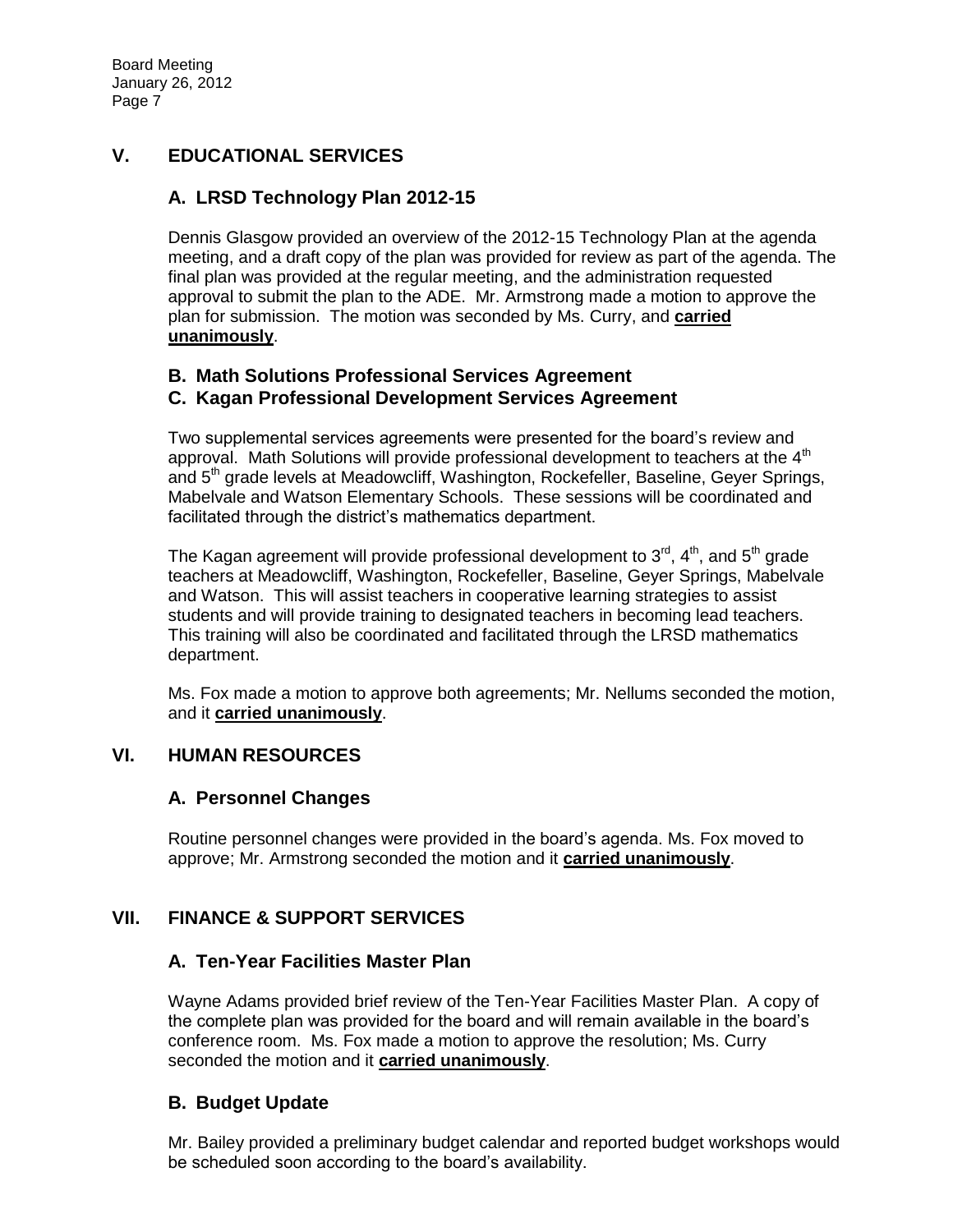## V. EDUCATIONAL SERVICES

### A. LRSD Technology Plan 2012-15

Dennis Glasgow provided an overview of the 2012-15 Technology Plan at the agenda meeting, and a draft copy of the plan was provided for review as part of the agenda. The final plan was provided at the regular meeting, and the administration requested approval to submit the plan to the ADE. Mr. Armstrong made a motion to approve the plan for submission. The motion was seconded by Ms. Curry, and **carried unanimously**.

### B. Math Solutions Professional Services Agreement
### C. Kagan Professional Development Services Agreement

Two supplemental services agreements were presented for the board's review and approval. Math Solutions will provide professional development to teachers at the 4th and 5th grade levels at Meadowcliff, Washington, Rockefeller, Baseline, Geyer Springs, Mabelvale and Watson Elementary Schools. These sessions will be coordinated and facilitated through the district's mathematics department.

The Kagan agreement will provide professional development to 3rd, 4th, and 5th grade teachers at Meadowcliff, Washington, Rockefeller, Baseline, Geyer Springs, Mabelvale and Watson. This will assist teachers in cooperative learning strategies to assist students and will provide training to designated teachers in becoming lead teachers. This training will also be coordinated and facilitated through the LRSD mathematics department.

Ms. Fox made a motion to approve both agreements; Mr. Nellums seconded the motion, and it **carried unanimously**.

## VI. HUMAN RESOURCES

### A. Personnel Changes

Routine personnel changes were provided in the board's agenda. Ms. Fox moved to approve; Mr. Armstrong seconded the motion and it **carried unanimously**.

## VII. FINANCE & SUPPORT SERVICES

### A. Ten-Year Facilities Master Plan

Wayne Adams provided brief review of the Ten-Year Facilities Master Plan. A copy of the complete plan was provided for the board and will remain available in the board's conference room. Ms. Fox made a motion to approve the resolution; Ms. Curry seconded the motion and it **carried unanimously**.

### B. Budget Update

Mr. Bailey provided a preliminary budget calendar and reported budget workshops would be scheduled soon according to the board's availability.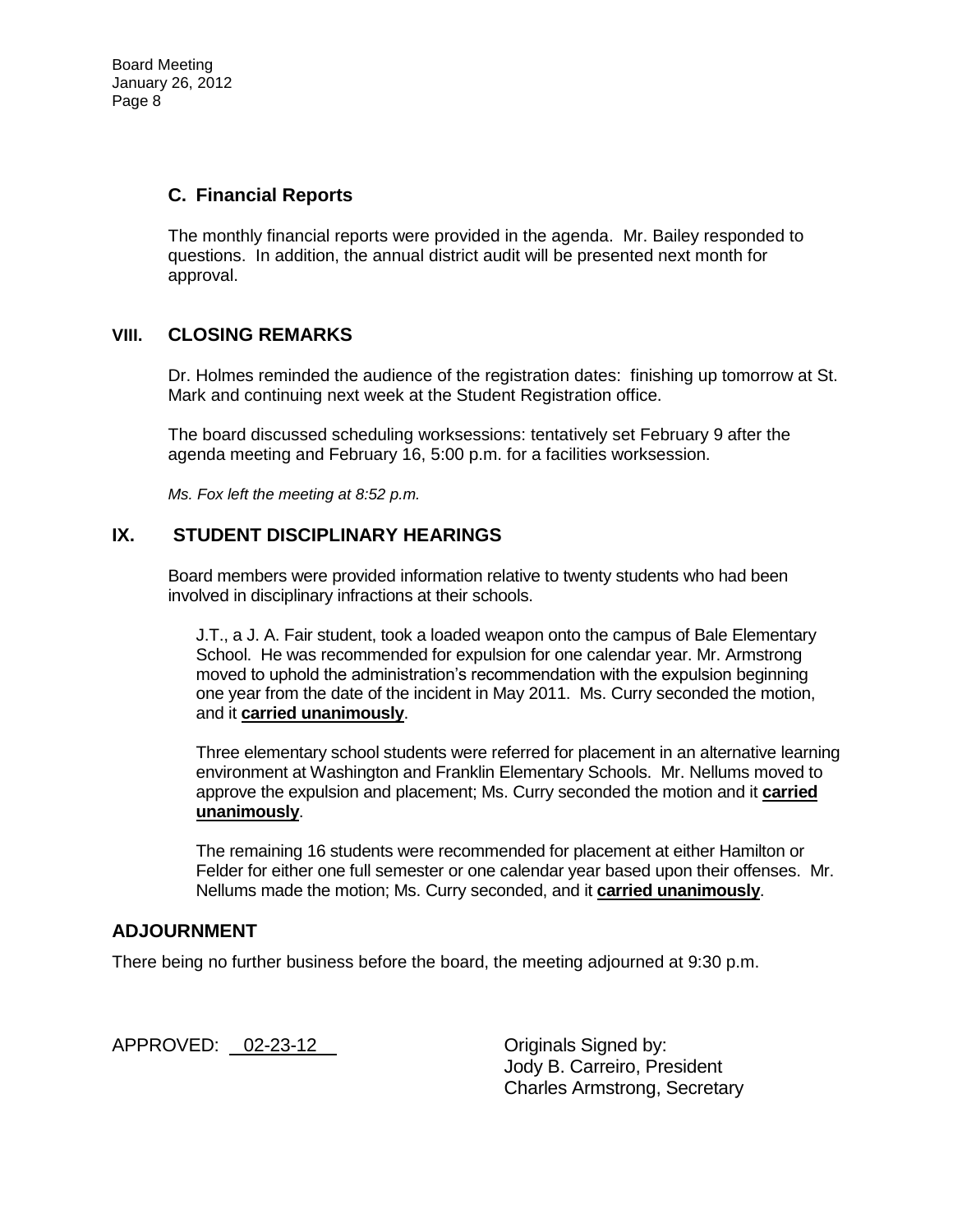### C. Financial Reports

The monthly financial reports were provided in the agenda. Mr. Bailey responded to questions. In addition, the annual district audit will be presented next month for approval.

## VIII. CLOSING REMARKS

Dr. Holmes reminded the audience of the registration dates: finishing up tomorrow at St. Mark and continuing next week at the Student Registration office.

The board discussed scheduling worksessions: tentatively set February 9 after the agenda meeting and February 16, 5:00 p.m. for a facilities worksession.

*Ms. Fox left the meeting at 8:52 p.m.*

## IX. STUDENT DISCIPLINARY HEARINGS

Board members were provided information relative to twenty students who had been involved in disciplinary infractions at their schools.

J.T., a J. A. Fair student, took a loaded weapon onto the campus of Bale Elementary School. He was recommended for expulsion for one calendar year. Mr. Armstrong moved to uphold the administration's recommendation with the expulsion beginning one year from the date of the incident in May 2011. Ms. Curry seconded the motion, and it **carried unanimously**.

Three elementary school students were referred for placement in an alternative learning environment at Washington and Franklin Elementary Schools. Mr. Nellums moved to approve the expulsion and placement; Ms. Curry seconded the motion and it **carried unanimously**.

The remaining 16 students were recommended for placement at either Hamilton or Felder for either one full semester or one calendar year based upon their offenses. Mr. Nellums made the motion; Ms. Curry seconded, and it **carried unanimously**.

## ADJOURNMENT

There being no further business before the board, the meeting adjourned at 9:30 p.m.

APPROVED: 02-23-12

Originals Signed by:
Jody B. Carreiro, President
Charles Armstrong, Secretary